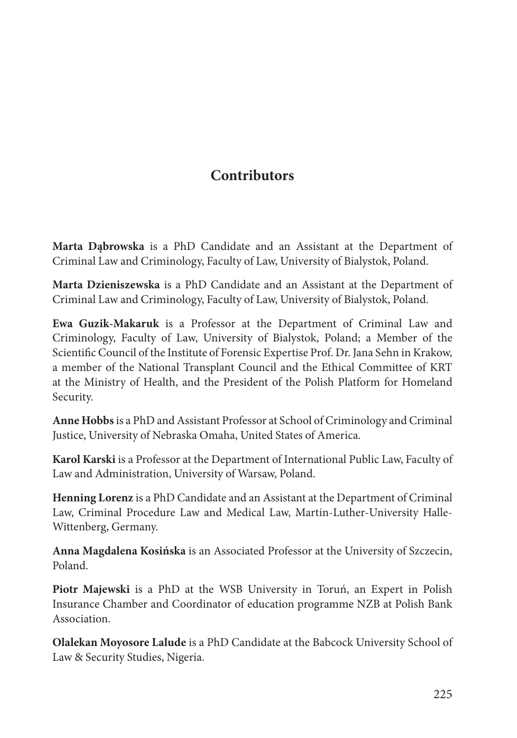# Contributors

**Marta Dąbrowska** is a PhD Candidate and an Assistant at the Department of Criminal Law and Criminology, Faculty of Law, University of Bialystok, Poland.

**Marta Dzieniszewska** is a PhD Candidate and an Assistant at the Department of Criminal Law and Criminology, Faculty of Law, University of Bialystok, Poland.

**Ewa Guzik-Makaruk** is a Professor at the Department of Criminal Law and Criminology, Faculty of Law, University of Bialystok, Poland; a Member of the Scientific Council of the Institute of Forensic Expertise Prof. Dr. Jana Sehn in Krakow, a member of the National Transplant Council and the Ethical Committee of KRT at the Ministry of Health, and the President of the Polish Platform for Homeland Security.

**Anne Hobbs** is a PhD and Assistant Professor at School of Criminology and Criminal Justice, University of Nebraska Omaha, United States of America.

**Karol Karski** is a Professor at the Department of International Public Law, Faculty of Law and Administration, University of Warsaw, Poland.

**Henning Lorenz** is a PhD Candidate and an Assistant at the Department of Criminal Law, Criminal Procedure Law and Medical Law, Martin-Luther-University Halle-Wittenberg, Germany.

**Anna Magdalena Kosińska** is an Associated Professor at the University of Szczecin, Poland.

**Piotr Majewski** is a PhD at the WSB University in Toruń, an Expert in Polish Insurance Chamber and Coordinator of education programme NZB at Polish Bank Association.

**Olalekan Moyosore Lalude** is a PhD Candidate at the Babcock University School of Law & Security Studies, Nigeria.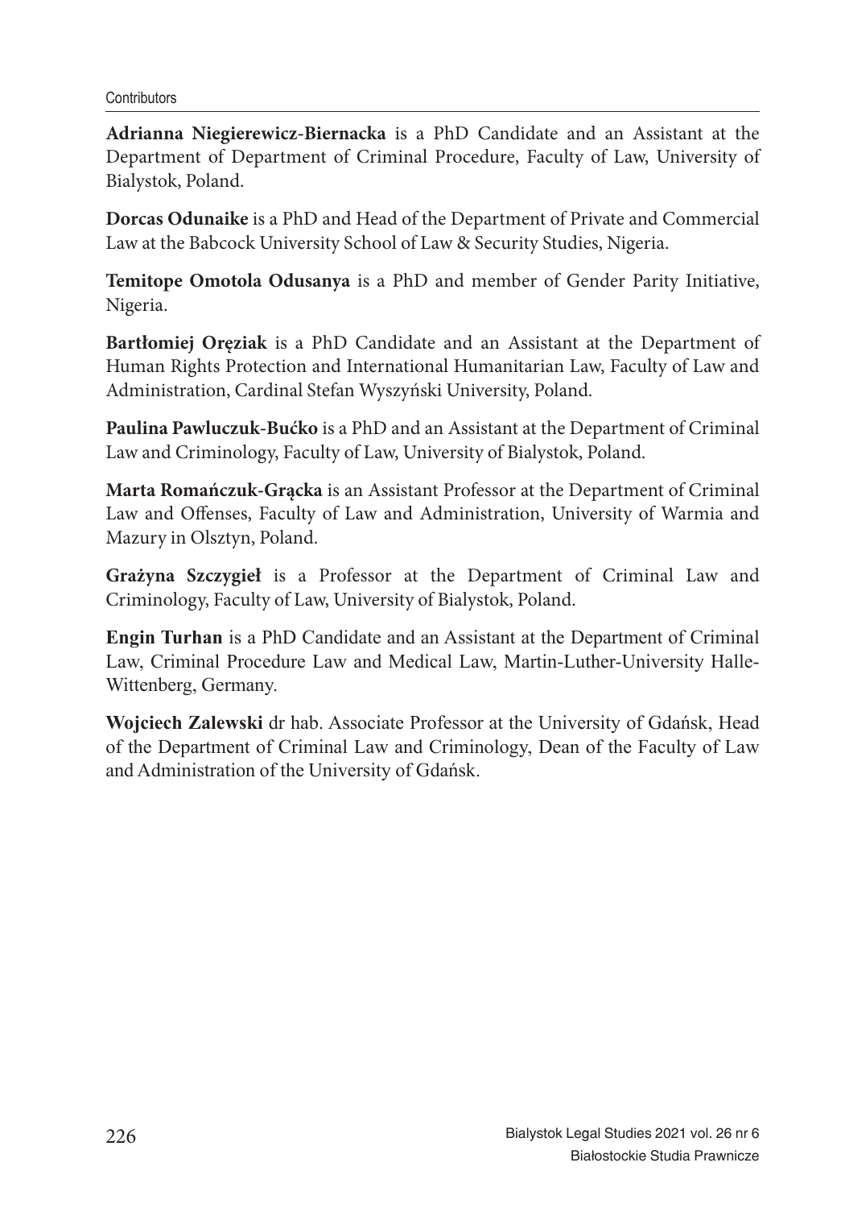**Adrianna Niegierewicz-Biernacka** is a PhD Candidate and an Assistant at the Department of Department of Criminal Procedure, Faculty of Law, University of Bialystok, Poland.

**Dorcas Odunaike** is a PhD and Head of the Department of Private and Commercial Law at the Babcock University School of Law & Security Studies, Nigeria.

**Temitope Omotola Odusanya** is a PhD and member of Gender Parity Initiative, Nigeria.

**Bartłomiej Oręziak** is a PhD Candidate and an Assistant at the Department of Human Rights Protection and International Humanitarian Law, Faculty of Law and Administration, Cardinal Stefan Wyszyński University, Poland.

**Paulina Pawluczuk-Bućko** is a PhD and an Assistant at the Department of Criminal Law and Criminology, Faculty of Law, University of Bialystok, Poland.

**Marta Romańczuk-Grącka** is an Assistant Professor at the Department of Criminal Law and Offenses, Faculty of Law and Administration, University of Warmia and Mazury in Olsztyn, Poland.

**Grażyna Szczygieł** is a Professor at the Department of Criminal Law and Criminology, Faculty of Law, University of Bialystok, Poland.

**Engin Turhan** is a PhD Candidate and an Assistant at the Department of Criminal Law, Criminal Procedure Law and Medical Law, Martin-Luther-University Halle-Wittenberg, Germany.

**Wojciech Zalewski** dr hab. Associate Professor at the University of Gdańsk, Head of the Department of Criminal Law and Criminology, Dean of the Faculty of Law and Administration of the University of Gdańsk.